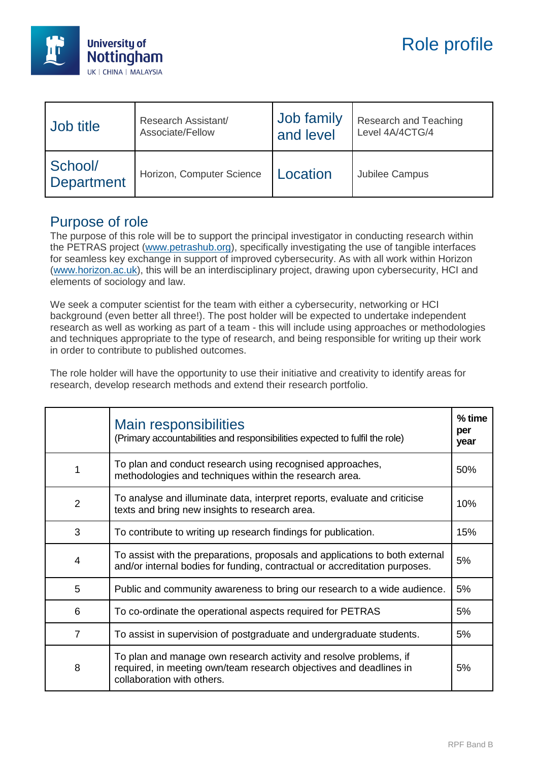# Role profile

University of Nottingham
UK | CHINA | MALAYSIA

| Job title | Research Assistant/ Associate/Fellow | Job family and level | Research and Teaching Level 4A/4CTG/4 |
|---|---|---|---|
| School/ Department | Horizon, Computer Science | Location | Jubilee Campus |

## Purpose of role

The purpose of this role will be to support the principal investigator in conducting research within the PETRAS project (www.petrashub.org), specifically investigating the use of tangible interfaces for seamless key exchange in support of improved cybersecurity. As with all work within Horizon (www.horizon.ac.uk), this will be an interdisciplinary project, drawing upon cybersecurity, HCI and elements of sociology and law.

We seek a computer scientist for the team with either a cybersecurity, networking or HCI background (even better all three!). The post holder will be expected to undertake independent research as well as working as part of a team - this will include using approaches or methodologies and techniques appropriate to the type of research, and being responsible for writing up their work in order to contribute to published outcomes.

The role holder will have the opportunity to use their initiative and creativity to identify areas for research, develop research methods and extend their research portfolio.

| | **Main responsibilities** (Primary accountabilities and responsibilities expected to fulfil the role) | **% time per year** |
|---|---|---|
| 1 | To plan and conduct research using recognised approaches, methodologies and techniques within the research area. | 50% |
| 2 | To analyse and illuminate data, interpret reports, evaluate and criticise texts and bring new insights to research area. | 10% |
| 3 | To contribute to writing up research findings for publication. | 15% |
| 4 | To assist with the preparations, proposals and applications to both external and/or internal bodies for funding, contractual or accreditation purposes. | 5% |
| 5 | Public and community awareness to bring our research to a wide audience. | 5% |
| 6 | To co-ordinate the operational aspects required for PETRAS | 5% |
| 7 | To assist in supervision of postgraduate and undergraduate students. | 5% |
| 8 | To plan and manage own research activity and resolve problems, if required, in meeting own/team research objectives and deadlines in collaboration with others. | 5% |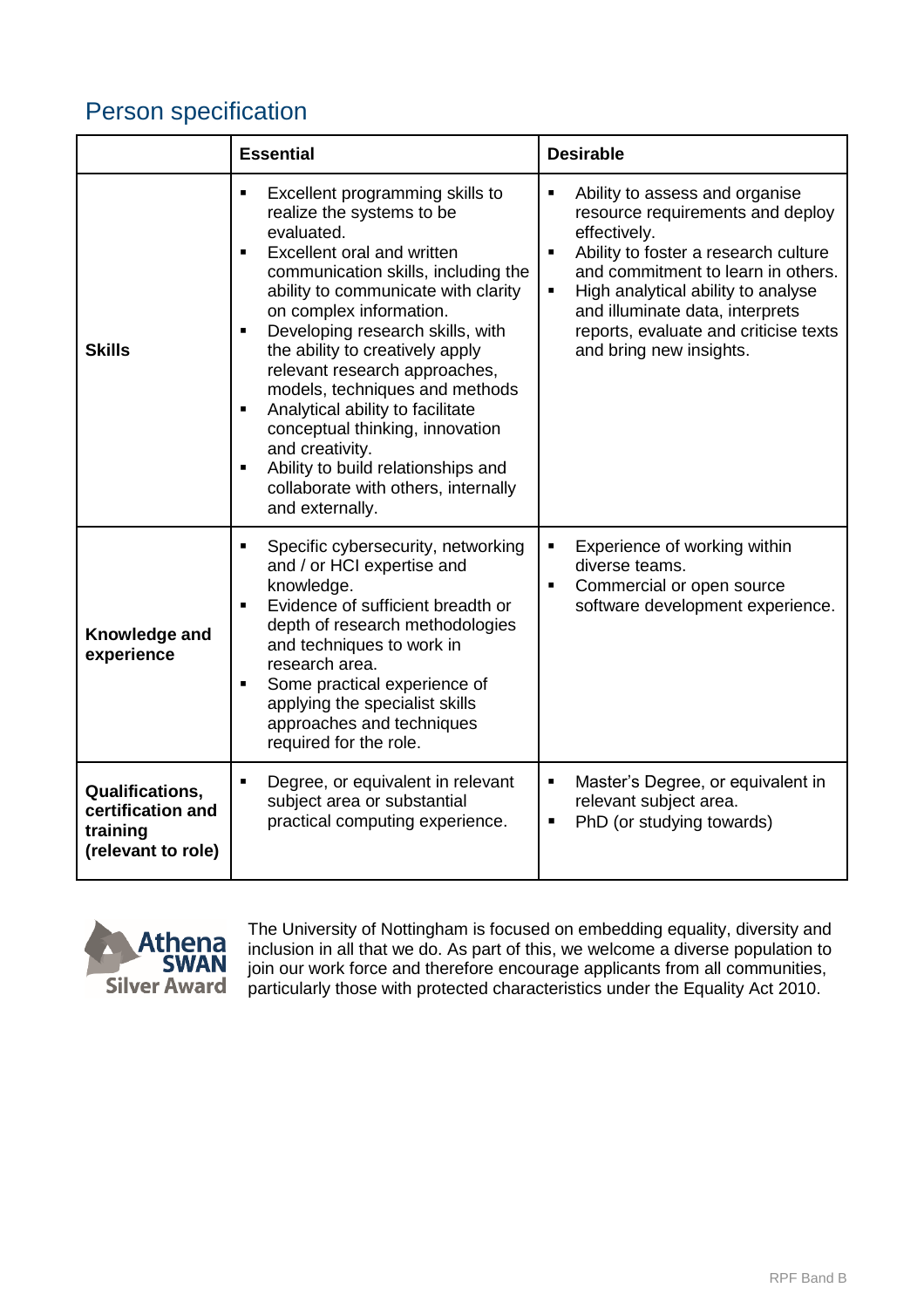## Person specification

| | Essential | Desirable |
|---|---|---|
| **Skills** | ▪ Excellent programming skills to realize the systems to be evaluated.<br>▪ Excellent oral and written communication skills, including the ability to communicate with clarity on complex information.<br>▪ Developing research skills, with the ability to creatively apply relevant research approaches, models, techniques and methods<br>▪ Analytical ability to facilitate conceptual thinking, innovation and creativity.<br>▪ Ability to build relationships and collaborate with others, internally and externally. | ▪ Ability to assess and organise resource requirements and deploy effectively.<br>▪ Ability to foster a research culture and commitment to learn in others.<br>▪ High analytical ability to analyse and illuminate data, interprets reports, evaluate and criticise texts and bring new insights. |
| **Knowledge and experience** | ▪ Specific cybersecurity, networking and / or HCI expertise and knowledge.<br>▪ Evidence of sufficient breadth or depth of research methodologies and techniques to work in research area.<br>▪ Some practical experience of applying the specialist skills approaches and techniques required for the role. | ▪ Experience of working within diverse teams.<br>▪ Commercial or open source software development experience. |
| **Qualifications, certification and training (relevant to role)** | ▪ Degree, or equivalent in relevant subject area or substantial practical computing experience. | ▪ Master's Degree, or equivalent in relevant subject area.<br>▪ PhD (or studying towards) |

Athena SWAN Silver Award

The University of Nottingham is focused on embedding equality, diversity and inclusion in all that we do. As part of this, we welcome a diverse population to join our work force and therefore encourage applicants from all communities, particularly those with protected characteristics under the Equality Act 2010.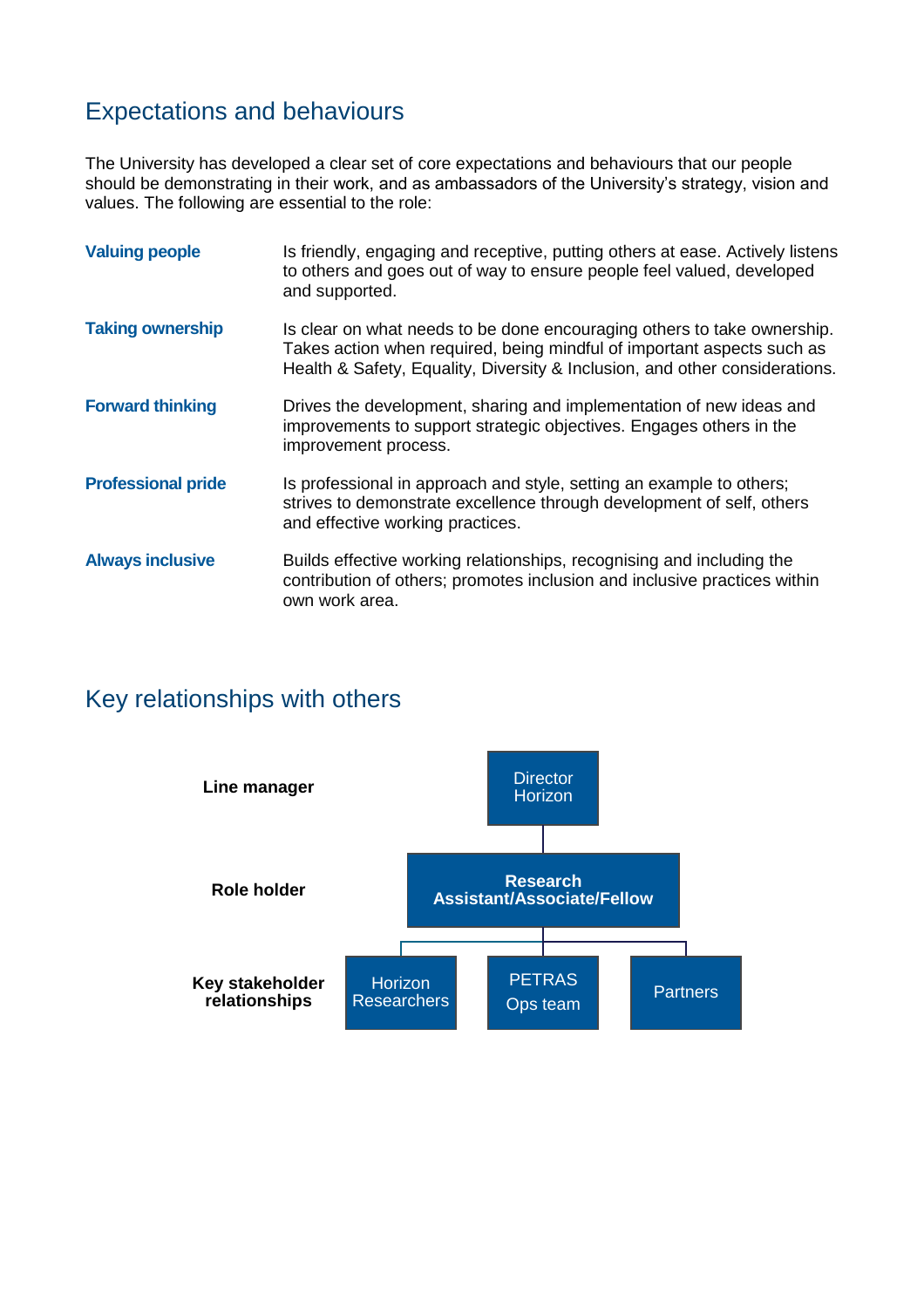## Expectations and behaviours

The University has developed a clear set of core expectations and behaviours that our people should be demonstrating in their work, and as ambassadors of the University's strategy, vision and values. The following are essential to the role:

| | |
|---|---|
| **Valuing people** | Is friendly, engaging and receptive, putting others at ease. Actively listens to others and goes out of way to ensure people feel valued, developed and supported. |
| **Taking ownership** | Is clear on what needs to be done encouraging others to take ownership. Takes action when required, being mindful of important aspects such as Health & Safety, Equality, Diversity & Inclusion, and other considerations. |
| **Forward thinking** | Drives the development, sharing and implementation of new ideas and improvements to support strategic objectives. Engages others in the improvement process. |
| **Professional pride** | Is professional in approach and style, setting an example to others; strives to demonstrate excellence through development of self, others and effective working practices. |
| **Always inclusive** | Builds effective working relationships, recognising and including the contribution of others; promotes inclusion and inclusive practices within own work area. |

## Key relationships with others

**Line manager**

Director Horizon

**Role holder**

**Research Assistant/Associate/Fellow**

**Key stakeholder relationships**

Horizon Researchers

PETRAS Ops team

Partners